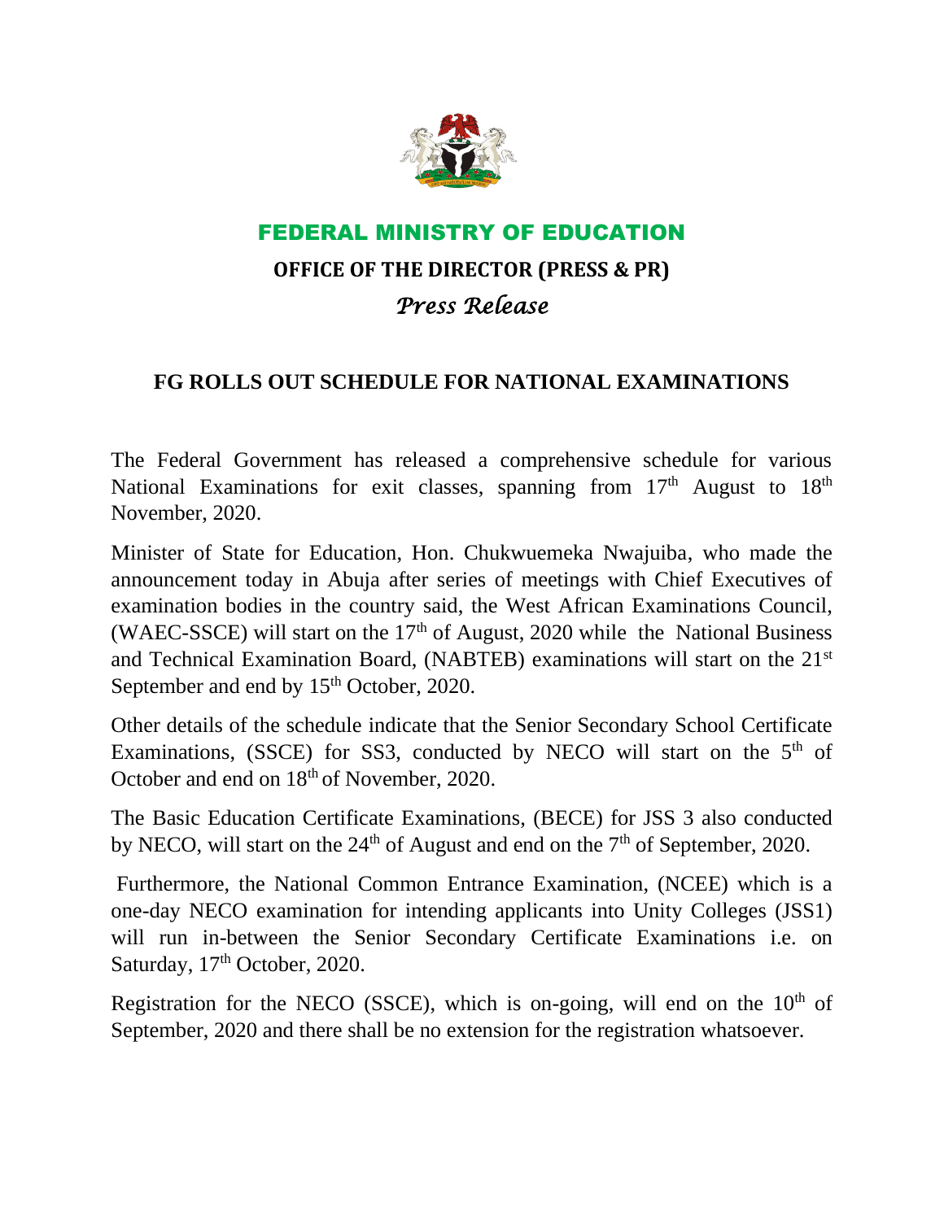# FEDERAL MINISTRY OF EDUCATION

## OFFICE OF THE DIRECTOR (PRESS & PR)

*Press Release*

### FG ROLLS OUT SCHEDULE FOR NATIONAL EXAMINATIONS

The Federal Government has released a comprehensive schedule for various National Examinations for exit classes, spanning from 17th August to 18th November, 2020.

Minister of State for Education, Hon. Chukwuemeka Nwajuiba, who made the announcement today in Abuja after series of meetings with Chief Executives of examination bodies in the country said, the West African Examinations Council, (WAEC-SSCE) will start on the 17th of August, 2020 while the National Business and Technical Examination Board, (NABTEB) examinations will start on the 21st September and end by 15th October, 2020.

Other details of the schedule indicate that the Senior Secondary School Certificate Examinations, (SSCE) for SS3, conducted by NECO will start on the 5th of October and end on 18th of November, 2020.

The Basic Education Certificate Examinations, (BECE) for JSS 3 also conducted by NECO, will start on the 24th of August and end on the 7th of September, 2020.

Furthermore, the National Common Entrance Examination, (NCEE) which is a one-day NECO examination for intending applicants into Unity Colleges (JSS1) will run in-between the Senior Secondary Certificate Examinations i.e. on Saturday, 17th October, 2020.

Registration for the NECO (SSCE), which is on-going, will end on the 10th of September, 2020 and there shall be no extension for the registration whatsoever.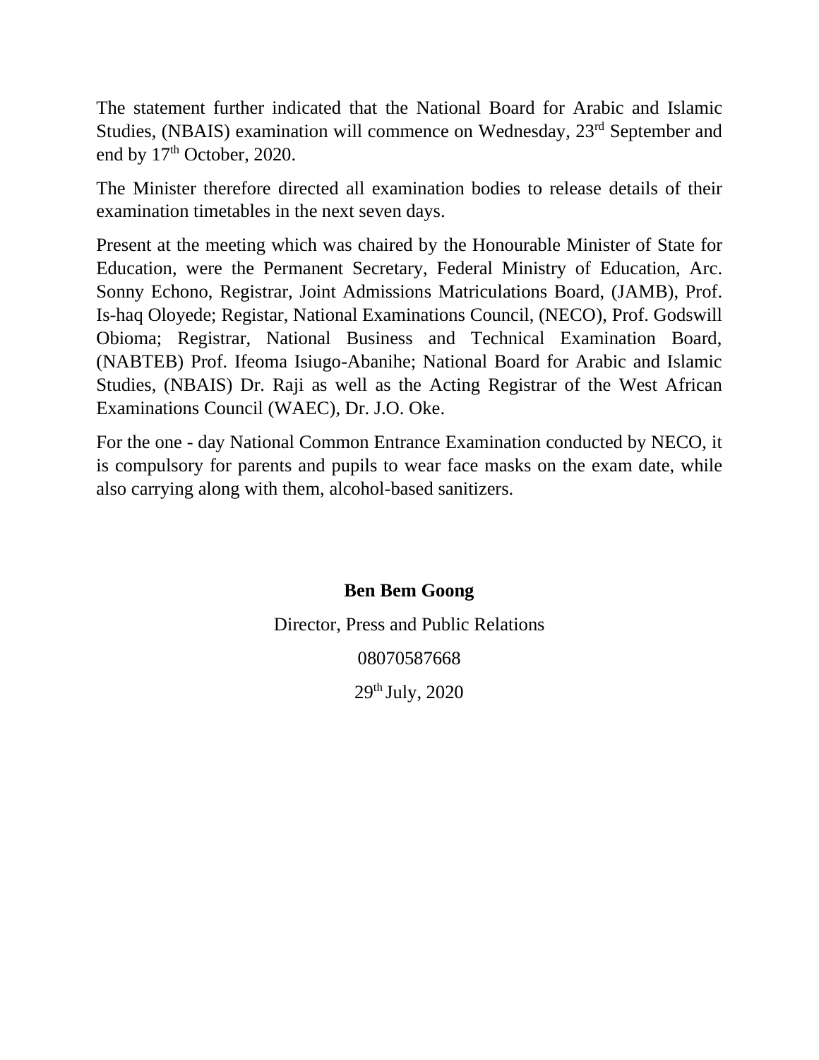The statement further indicated that the National Board for Arabic and Islamic Studies, (NBAIS) examination will commence on Wednesday, 23rd September and end by 17th October, 2020.

The Minister therefore directed all examination bodies to release details of their examination timetables in the next seven days.

Present at the meeting which was chaired by the Honourable Minister of State for Education, were the Permanent Secretary, Federal Ministry of Education, Arc. Sonny Echono, Registrar, Joint Admissions Matriculations Board, (JAMB), Prof. Is-haq Oloyede; Registar, National Examinations Council, (NECO), Prof. Godswill Obioma; Registrar, National Business and Technical Examination Board, (NABTEB) Prof. Ifeoma Isiugo-Abanihe; National Board for Arabic and Islamic Studies, (NBAIS) Dr. Raji as well as the Acting Registrar of the West African Examinations Council (WAEC), Dr. J.O. Oke.

For the one - day National Common Entrance Examination conducted by NECO, it is compulsory for parents and pupils to wear face masks on the exam date, while also carrying along with them, alcohol-based sanitizers.

**Ben Bem Goong**

Director, Press and Public Relations

08070587668

29th July, 2020